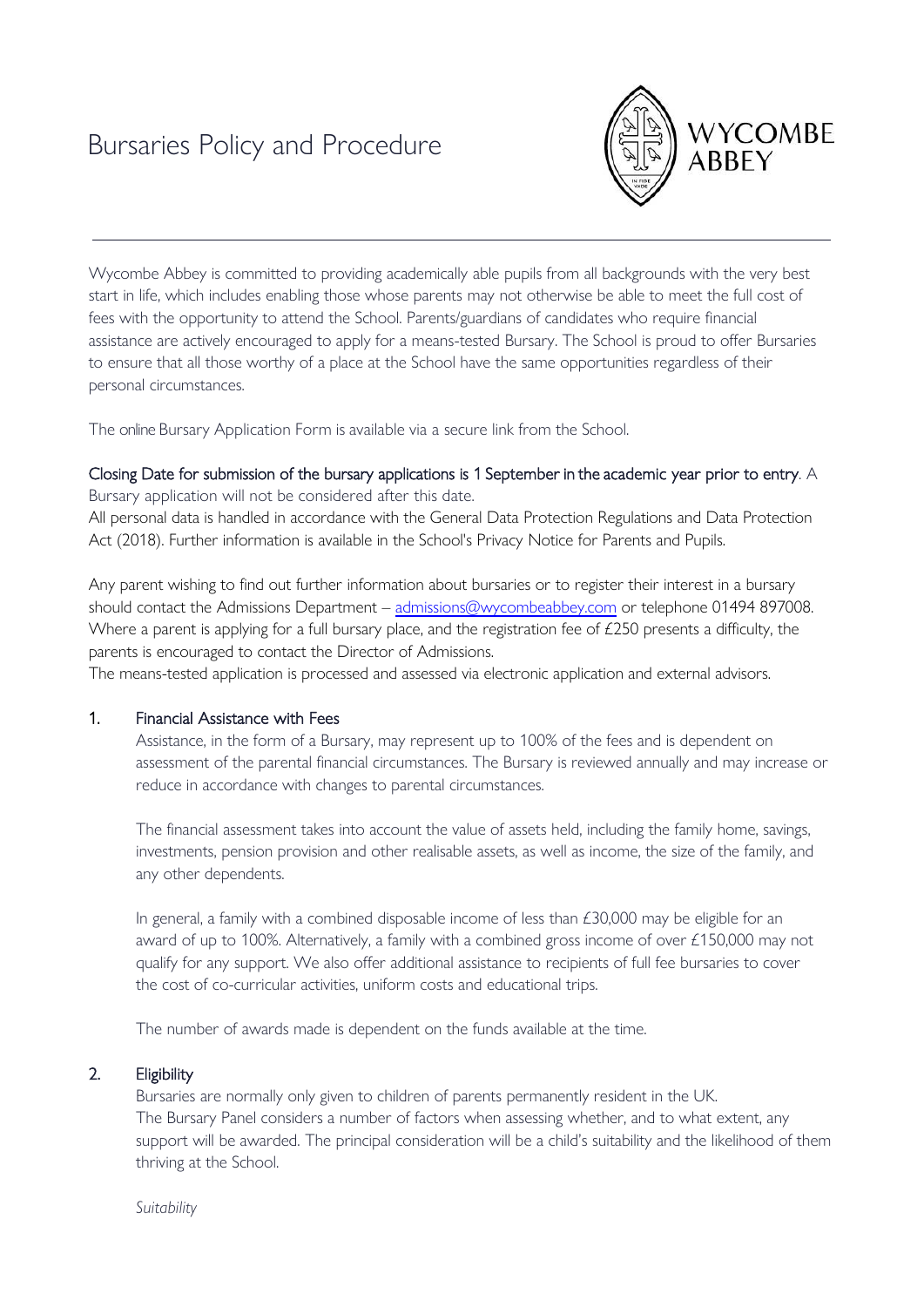# Bursaries Policy and Procedure

Wycombe Abbey is committed to providing academically able pupils from all backgrounds with the very best start in life, which includes enabling those whose parents may not otherwise be able to meet the full cost of fees with the opportunity to attend the School. Parents/guardians of candidates who require financial assistance are actively encouraged to apply for a means-tested Bursary. The School is proud to offer Bursaries to ensure that all those worthy of a place at the School have the same opportunities regardless of their personal circumstances.

The online Bursary Application Form is available via a secure link from the School.

Closing Date for submission of the bursary applications is 1 September in the academic year prior to entry. A Bursary application will not be considered after this date.
All personal data is handled in accordance with the General Data Protection Regulations and Data Protection Act (2018). Further information is available in the School's Privacy Notice for Parents and Pupils.

Any parent wishing to find out further information about bursaries or to register their interest in a bursary should contact the Admissions Department – admissions@wycombeabbey.com or telephone 01494 897008. Where a parent is applying for a full bursary place, and the registration fee of £250 presents a difficulty, the parents is encouraged to contact the Director of Admissions.
The means-tested application is processed and assessed via electronic application and external advisors.

## 1. Financial Assistance with Fees

Assistance, in the form of a Bursary, may represent up to 100% of the fees and is dependent on assessment of the parental financial circumstances. The Bursary is reviewed annually and may increase or reduce in accordance with changes to parental circumstances.

The financial assessment takes into account the value of assets held, including the family home, savings, investments, pension provision and other realisable assets, as well as income, the size of the family, and any other dependents.

In general, a family with a combined disposable income of less than £30,000 may be eligible for an award of up to 100%. Alternatively, a family with a combined gross income of over £150,000 may not qualify for any support. We also offer additional assistance to recipients of full fee bursaries to cover the cost of co-curricular activities, uniform costs and educational trips.

The number of awards made is dependent on the funds available at the time.

## 2. Eligibility

Bursaries are normally only given to children of parents permanently resident in the UK.
The Bursary Panel considers a number of factors when assessing whether, and to what extent, any support will be awarded. The principal consideration will be a child's suitability and the likelihood of them thriving at the School.

*Suitability*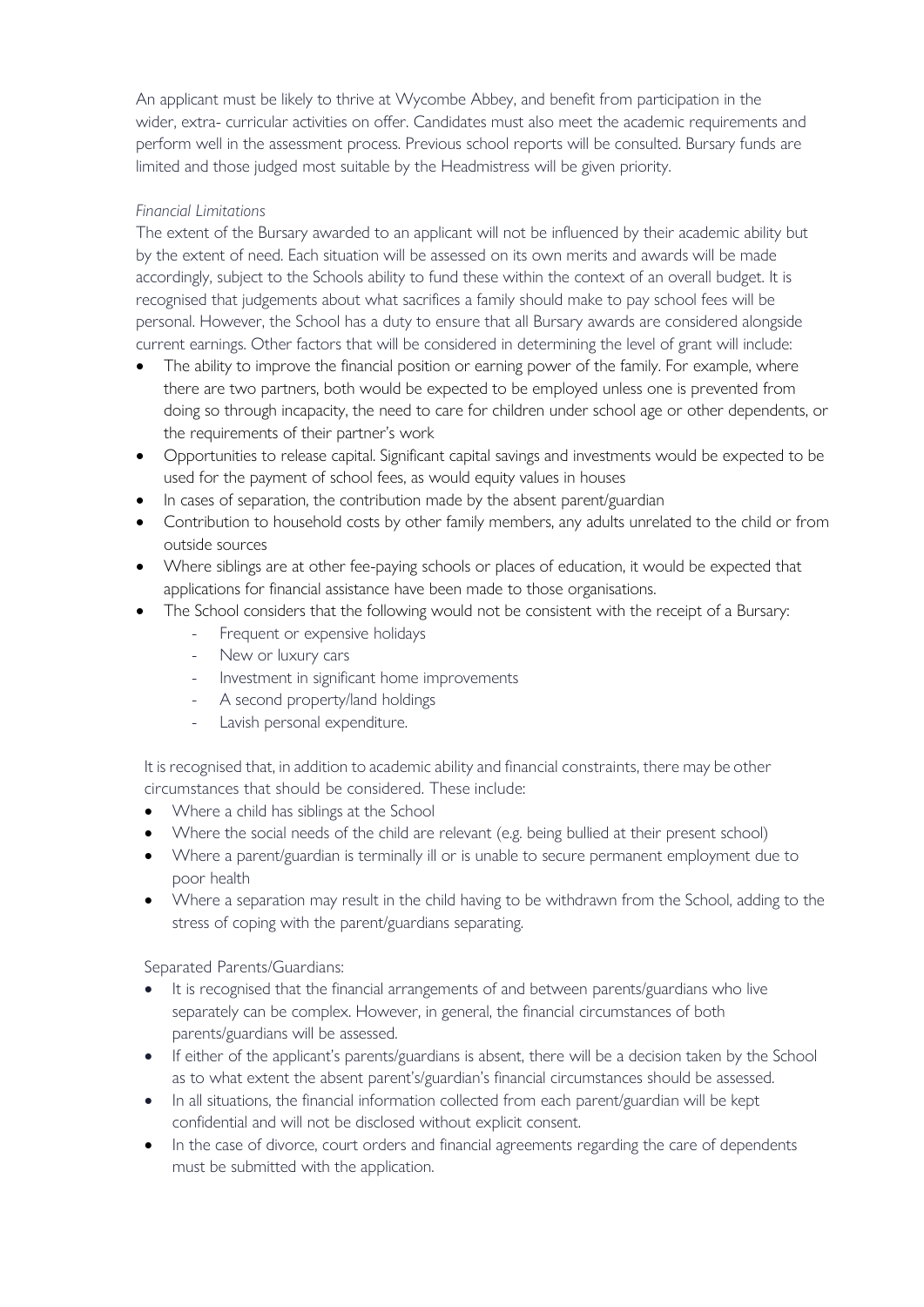An applicant must be likely to thrive at Wycombe Abbey, and benefit from participation in the wider, extra- curricular activities on offer. Candidates must also meet the academic requirements and perform well in the assessment process. Previous school reports will be consulted. Bursary funds are limited and those judged most suitable by the Headmistress will be given priority.

*Financial Limitations*

The extent of the Bursary awarded to an applicant will not be influenced by their academic ability but by the extent of need. Each situation will be assessed on its own merits and awards will be made accordingly, subject to the Schools ability to fund these within the context of an overall budget. It is recognised that judgements about what sacrifices a family should make to pay school fees will be personal. However, the School has a duty to ensure that all Bursary awards are considered alongside current earnings. Other factors that will be considered in determining the level of grant will include:

- The ability to improve the financial position or earning power of the family. For example, where there are two partners, both would be expected to be employed unless one is prevented from doing so through incapacity, the need to care for children under school age or other dependents, or the requirements of their partner's work
- Opportunities to release capital. Significant capital savings and investments would be expected to be used for the payment of school fees, as would equity values in houses
- In cases of separation, the contribution made by the absent parent/guardian
- Contribution to household costs by other family members, any adults unrelated to the child or from outside sources
- Where siblings are at other fee-paying schools or places of education, it would be expected that applications for financial assistance have been made to those organisations.
- The School considers that the following would not be consistent with the receipt of a Bursary:
    - Frequent or expensive holidays
    - New or luxury cars
    - Investment in significant home improvements
    - A second property/land holdings
    - Lavish personal expenditure.

It is recognised that, in addition to academic ability and financial constraints, there may be other circumstances that should be considered. These include:

- Where a child has siblings at the School
- Where the social needs of the child are relevant (e.g. being bullied at their present school)
- Where a parent/guardian is terminally ill or is unable to secure permanent employment due to poor health
- Where a separation may result in the child having to be withdrawn from the School, adding to the stress of coping with the parent/guardians separating.

Separated Parents/Guardians:

- It is recognised that the financial arrangements of and between parents/guardians who live separately can be complex. However, in general, the financial circumstances of both parents/guardians will be assessed.
- If either of the applicant's parents/guardians is absent, there will be a decision taken by the School as to what extent the absent parent's/guardian's financial circumstances should be assessed.
- In all situations, the financial information collected from each parent/guardian will be kept confidential and will not be disclosed without explicit consent.
- In the case of divorce, court orders and financial agreements regarding the care of dependents must be submitted with the application.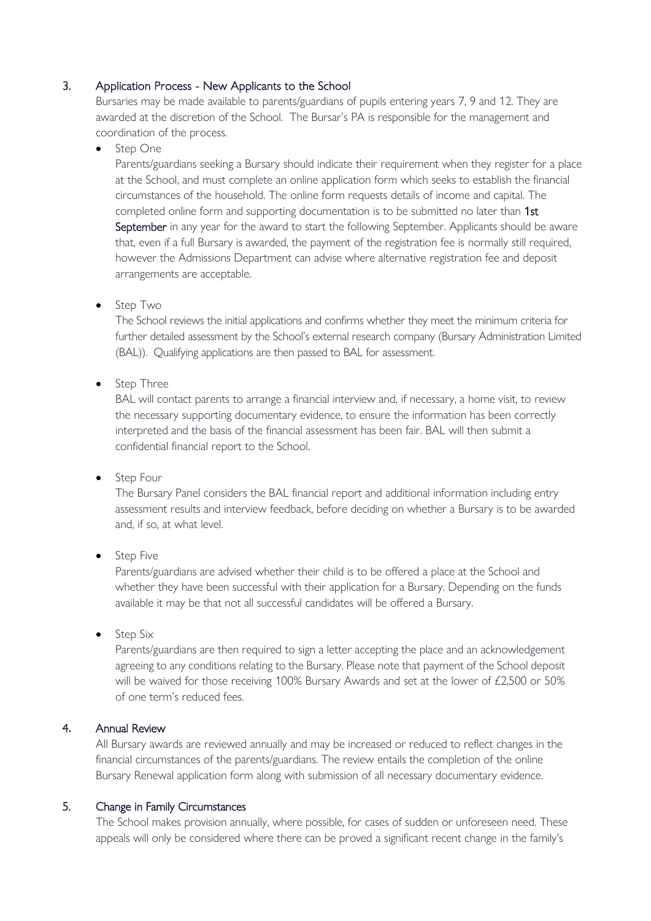## 3. Application Process - New Applicants to the School

Bursaries may be made available to parents/guardians of pupils entering years 7, 9 and 12. They are awarded at the discretion of the School. The Bursar's PA is responsible for the management and coordination of the process.

- Step One

  Parents/guardians seeking a Bursary should indicate their requirement when they register for a place at the School, and must complete an online application form which seeks to establish the financial circumstances of the household. The online form requests details of income and capital. The completed online form and supporting documentation is to be submitted no later than **1st September** in any year for the award to start the following September. Applicants should be aware that, even if a full Bursary is awarded, the payment of the registration fee is normally still required, however the Admissions Department can advise where alternative registration fee and deposit arrangements are acceptable.

- Step Two

  The School reviews the initial applications and confirms whether they meet the minimum criteria for further detailed assessment by the School's external research company (Bursary Administration Limited (BAL)). Qualifying applications are then passed to BAL for assessment.

- Step Three

  BAL will contact parents to arrange a financial interview and, if necessary, a home visit, to review the necessary supporting documentary evidence, to ensure the information has been correctly interpreted and the basis of the financial assessment has been fair. BAL will then submit a confidential financial report to the School.

- Step Four

  The Bursary Panel considers the BAL financial report and additional information including entry assessment results and interview feedback, before deciding on whether a Bursary is to be awarded and, if so, at what level.

- Step Five

  Parents/guardians are advised whether their child is to be offered a place at the School and whether they have been successful with their application for a Bursary. Depending on the funds available it may be that not all successful candidates will be offered a Bursary.

- Step Six

  Parents/guardians are then required to sign a letter accepting the place and an acknowledgement agreeing to any conditions relating to the Bursary. Please note that payment of the School deposit will be waived for those receiving 100% Bursary Awards and set at the lower of £2,500 or 50% of one term's reduced fees.

## 4. Annual Review

All Bursary awards are reviewed annually and may be increased or reduced to reflect changes in the financial circumstances of the parents/guardians. The review entails the completion of the online Bursary Renewal application form along with submission of all necessary documentary evidence.

## 5. Change in Family Circumstances

The School makes provision annually, where possible, for cases of sudden or unforeseen need. These appeals will only be considered where there can be proved a significant recent change in the family's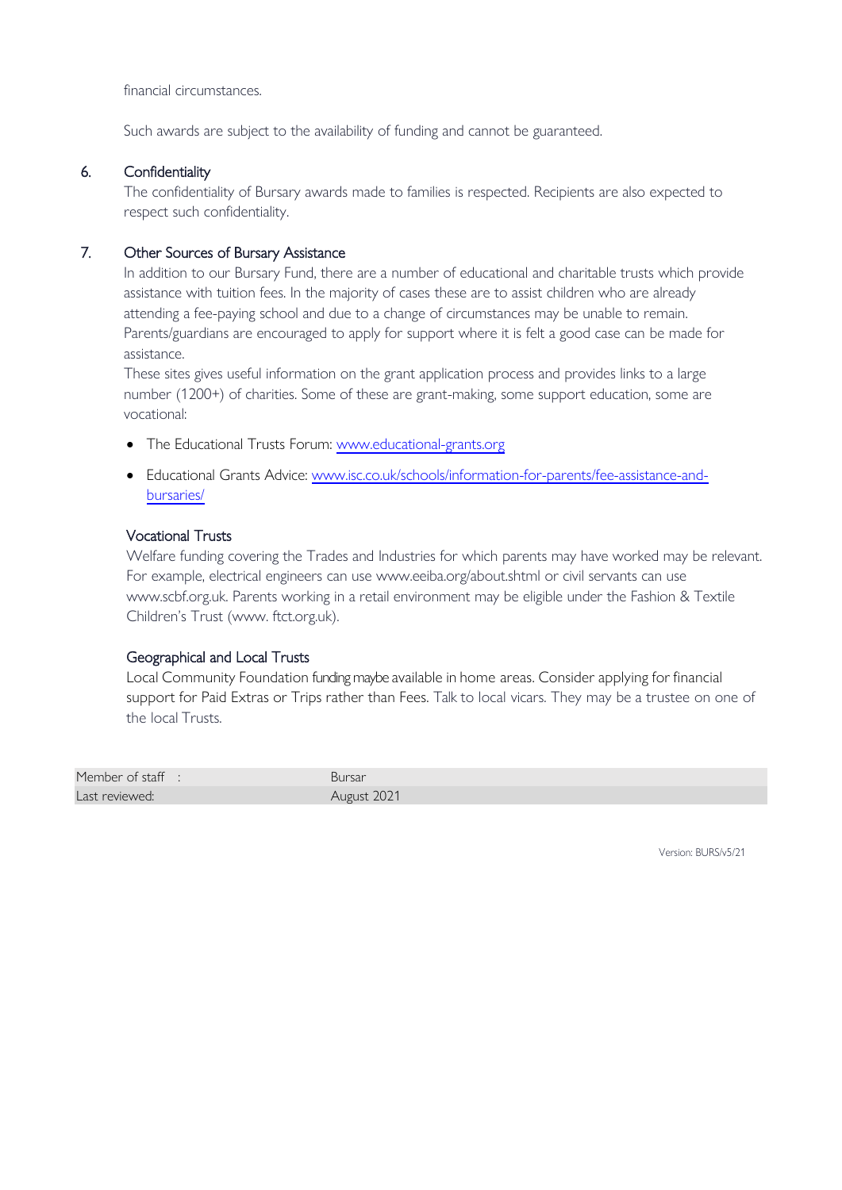financial circumstances.

Such awards are subject to the availability of funding and cannot be guaranteed.

## 6. Confidentiality

The confidentiality of Bursary awards made to families is respected. Recipients are also expected to respect such confidentiality.

## 7. Other Sources of Bursary Assistance

In addition to our Bursary Fund, there are a number of educational and charitable trusts which provide assistance with tuition fees. In the majority of cases these are to assist children who are already attending a fee-paying school and due to a change of circumstances may be unable to remain. Parents/guardians are encouraged to apply for support where it is felt a good case can be made for assistance.

These sites gives useful information on the grant application process and provides links to a large number (1200+) of charities. Some of these are grant-making, some support education, some are vocational:

- The Educational Trusts Forum: [www.educational-grants.org](www.educational-grants.org)
- Educational Grants Advice: [www.isc.co.uk/schools/information-for-parents/fee-assistance-and-bursaries/](www.isc.co.uk/schools/information-for-parents/fee-assistance-and-bursaries/)

### Vocational Trusts

Welfare funding covering the Trades and Industries for which parents may have worked may be relevant. For example, electrical engineers can use www.eeiba.org/about.shtml or civil servants can use www.scbf.org.uk. Parents working in a retail environment may be eligible under the Fashion & Textile Children's Trust (www. ftct.org.uk).

### Geographical and Local Trusts

Local Community Foundation funding maybe available in home areas. Consider applying for financial support for Paid Extras or Trips rather than Fees. Talk to local vicars. They may be a trustee on one of the local Trusts.

| | |
|---|---|
| Member of staff : | Bursar |
| Last reviewed: | August 2021 |

Version: BURS/v5/21